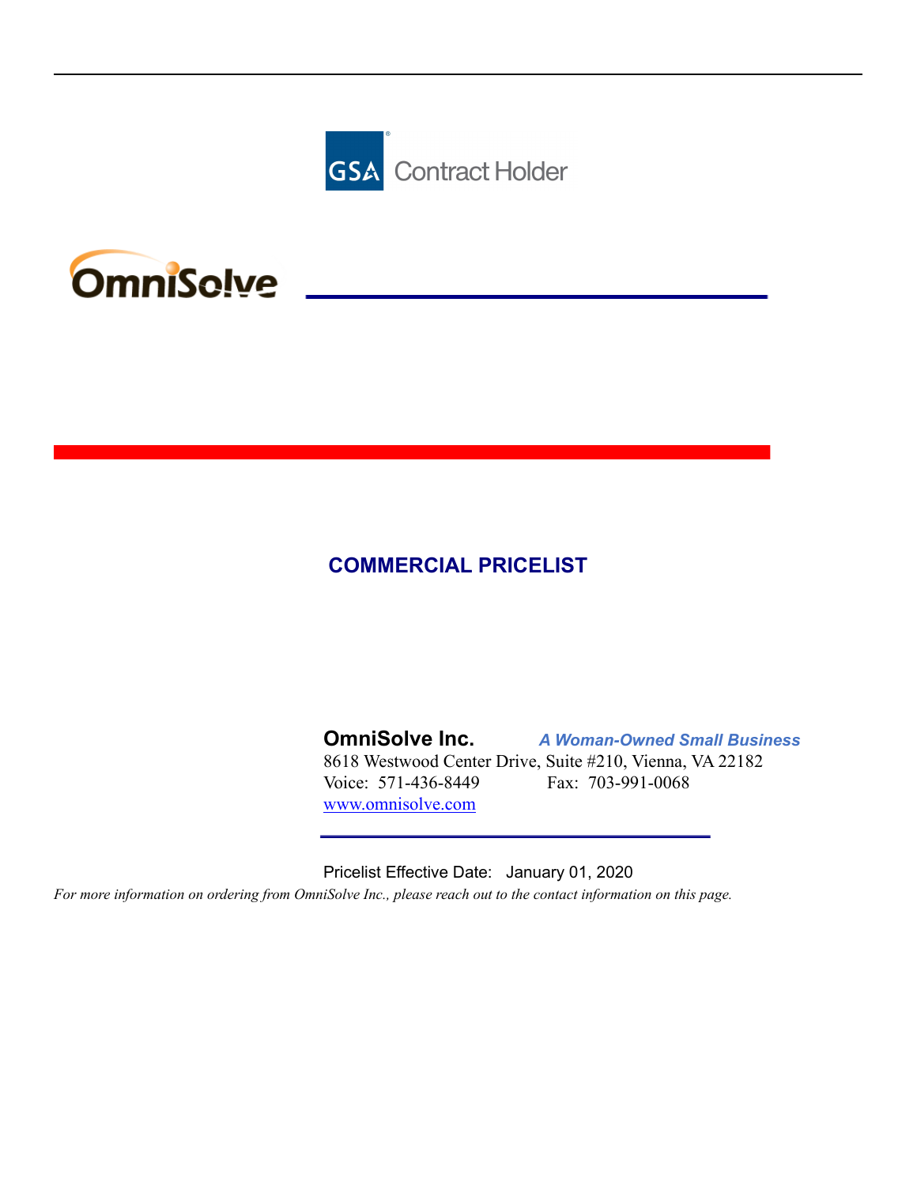GSA Contract Holder

OmniSolve

# COMMERCIAL PRICELIST

**OmniSolve Inc.** ***A Woman-Owned Small Business***

8618 Westwood Center Drive, Suite #210, Vienna, VA 22182

Voice: 571-436-8449 Fax: 703-991-0068

[www.omnisolve.com](http://www.omnisolve.com)

Pricelist Effective Date: January 01, 2020

*For more information on ordering from OmniSolve Inc., please reach out to the contact information on this page.*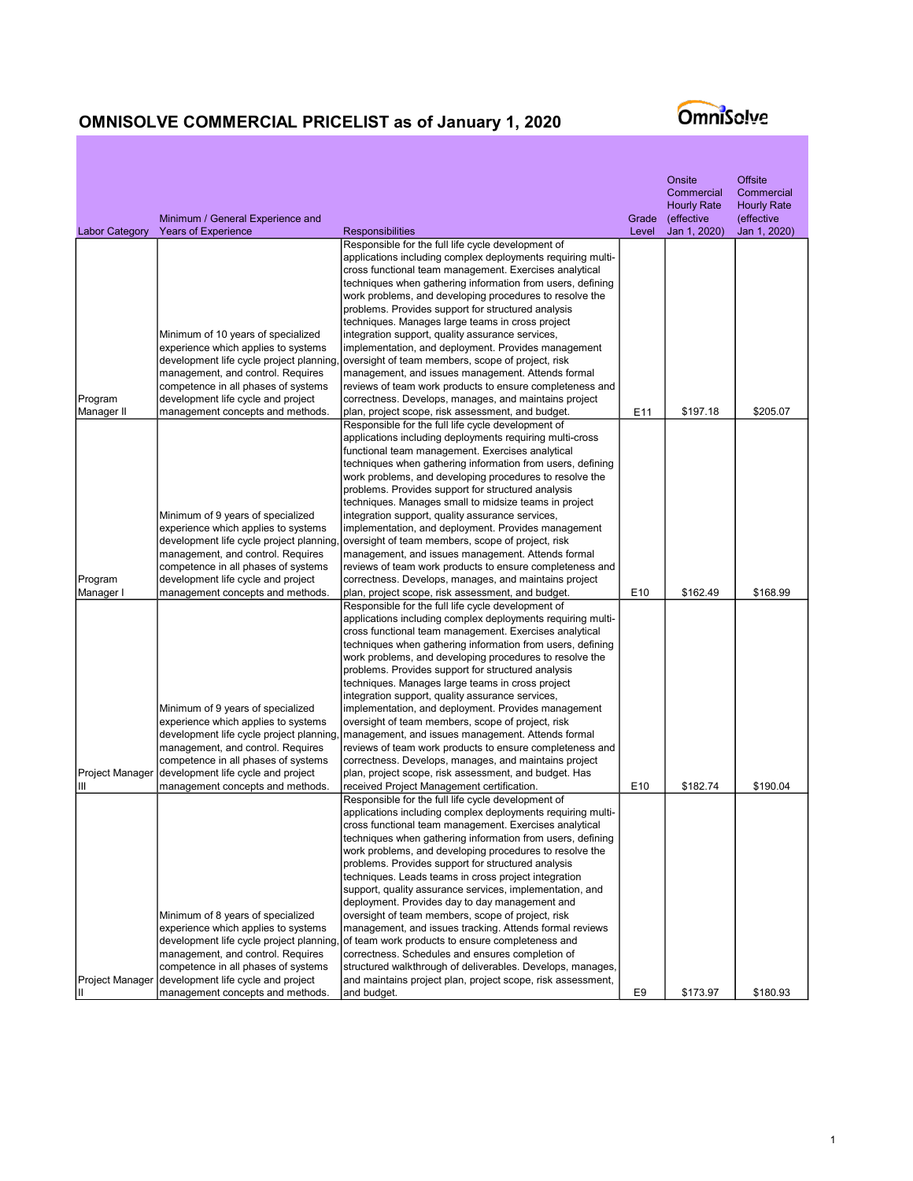# OMNISOLVE COMMERCIAL PRICELIST as of January 1, 2020

| Labor Category | Minimum / General Experience and Years of Experience | Responsibilities | Grade Level | Onsite Commercial Hourly Rate (effective Jan 1, 2020) | Offsite Commercial Hourly Rate (effective Jan 1, 2020) |
|---|---|---|---|---|---|
| Program Manager II | Minimum of 10 years of specialized experience which applies to systems development life cycle project planning, management, and control. Requires competence in all phases of systems development life cycle and project management concepts and methods. | Responsible for the full life cycle development of applications including complex deployments requiring multi-cross functional team management. Exercises analytical techniques when gathering information from users, defining work problems, and developing procedures to resolve the problems. Provides support for structured analysis techniques. Manages large teams in cross project integration support, quality assurance services, implementation, and deployment. Provides management oversight of team members, scope of project, risk management, and issues management. Attends formal reviews of team work products to ensure completeness and correctness. Develops, manages, and maintains project plan, project scope, risk assessment, and budget. | E11 | $197.18 | $205.07 |
| Program Manager I | Minimum of 9 years of specialized experience which applies to systems development life cycle project planning, management, and control. Requires competence in all phases of systems development life cycle and project management concepts and methods. | Responsible for the full life cycle development of applications including deployments requiring multi-cross functional team management. Exercises analytical techniques when gathering information from users, defining work problems, and developing procedures to resolve the problems. Provides support for structured analysis techniques. Manages small to midsize teams in project integration support, quality assurance services, implementation, and deployment. Provides management oversight of team members, scope of project, risk management, and issues management. Attends formal reviews of team work products to ensure completeness and correctness. Develops, manages, and maintains project plan, project scope, risk assessment, and budget. | E10 | $162.49 | $168.99 |
| Project Manager III | Minimum of 9 years of specialized experience which applies to systems development life cycle project planning, management, and control. Requires competence in all phases of systems development life cycle and project management concepts and methods. | Responsible for the full life cycle development of applications including complex deployments requiring multi-cross functional team management. Exercises analytical techniques when gathering information from users, defining work problems, and developing procedures to resolve the problems. Provides support for structured analysis techniques. Manages large teams in cross project integration support, quality assurance services, implementation, and deployment. Provides management oversight of team members, scope of project, risk management, and issues management. Attends formal reviews of team work products to ensure completeness and correctness. Develops, manages, and maintains project plan, project scope, risk assessment, and budget. Has received Project Management certification. | E10 | $182.74 | $190.04 |
| Project Manager II | Minimum of 8 years of specialized experience which applies to systems development life cycle project planning, management, and control. Requires competence in all phases of systems development life cycle and project management concepts and methods. | Responsible for the full life cycle development of applications including complex deployments requiring multi-cross functional team management. Exercises analytical techniques when gathering information from users, defining work problems, and developing procedures to resolve the problems. Provides support for structured analysis techniques. Leads teams in cross project integration support, quality assurance services, implementation, and deployment. Provides day to day management and oversight of team members, scope of project, risk management, and issues tracking. Attends formal reviews of team work products to ensure completeness and correctness. Schedules and ensures completion of structured walkthrough of deliverables. Develops, manages, and maintains project plan, project scope, risk assessment, and budget. | E9 | $173.97 | $180.93 |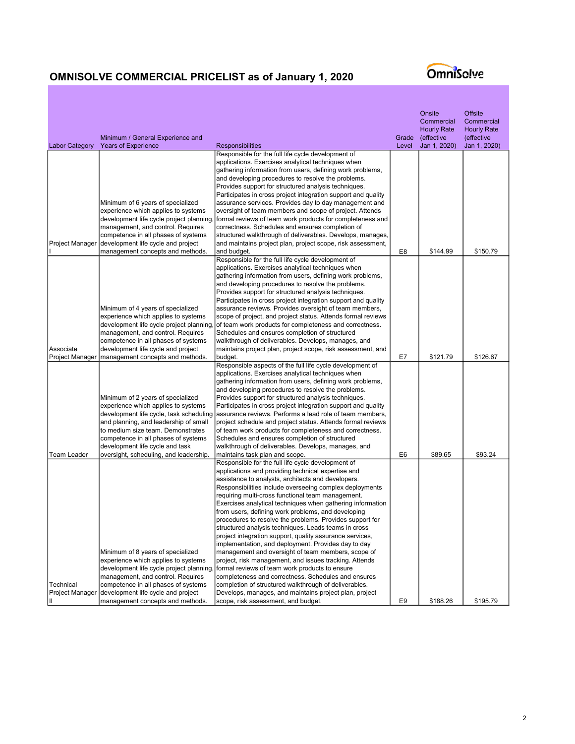# OMNISOLVE COMMERCIAL PRICELIST as of January 1, 2020

| Labor Category | Minimum / General Experience and Years of Experience | Responsibilities | Grade Level | Onsite Commercial Hourly Rate (effective Jan 1, 2020) | Offsite Commercial Hourly Rate (effective Jan 1, 2020) |
|---|---|---|---|---|---|
| Project Manager I | Minimum of 6 years of specialized experience which applies to systems development life cycle project planning, management, and control. Requires competence in all phases of systems development life cycle and project management concepts and methods. | Responsible for the full life cycle development of applications. Exercises analytical techniques when gathering information from users, defining work problems, and developing procedures to resolve the problems. Provides support for structured analysis techniques. Participates in cross project integration support and quality assurance services. Provides day to day management and oversight of team members and scope of project. Attends formal reviews of team work products for completeness and correctness. Schedules and ensures completion of structured walkthrough of deliverables. Develops, manages, and maintains project plan, project scope, risk assessment, and budget. | E8 | $144.99 | $150.79 |
| Associate Project Manager | Minimum of 4 years of specialized experience which applies to systems development life cycle project planning, management, and control. Requires competence in all phases of systems development life cycle and project management concepts and methods. | Responsible for the full life cycle development of applications. Exercises analytical techniques when gathering information from users, defining work problems, and developing procedures to resolve the problems. Provides support for structured analysis techniques. Participates in cross project integration support and quality assurance reviews. Provides oversight of team members, scope of project, and project status. Attends formal reviews of team work products for completeness and correctness. Schedules and ensures completion of structured walkthrough of deliverables. Develops, manages, and maintains project plan, project scope, risk assessment, and budget. | E7 | $121.79 | $126.67 |
| Team Leader | Minimum of 2 years of specialized experience which applies to systems development life cycle, task scheduling and planning, and leadership of small to medium size team. Demonstrates competence in all phases of systems development life cycle and task oversight, scheduling, and leadership. | Responsible aspects of the full life cycle development of applications. Exercises analytical techniques when gathering information from users, defining work problems, and developing procedures to resolve the problems. Provides support for structured analysis techniques. Participates in cross project integration support and quality assurance reviews. Performs a lead role of team members, project schedule and project status. Attends formal reviews of team work products for completeness and correctness. Schedules and ensures completion of structured walkthrough of deliverables. Develops, manages, and maintains task plan and scope. | E6 | $89.65 | $93.24 |
| Technical Project Manager II | Minimum of 8 years of specialized experience which applies to systems development life cycle project planning, management, and control. Requires competence in all phases of systems development life cycle and project management concepts and methods. | Responsible for the full life cycle development of applications and providing technical expertise and assistance to analysts, architects and developers. Responsibilities include overseeing complex deployments requiring multi-cross functional team management. Exercises analytical techniques when gathering information from users, defining work problems, and developing procedures to resolve the problems. Provides support for structured analysis techniques. Leads teams in cross project integration support, quality assurance services, implementation, and deployment. Provides day to day management and oversight of team members, scope of project, risk management, and issues tracking. Attends formal reviews of team work products to ensure completeness and correctness. Schedules and ensures completion of structured walkthrough of deliverables. Develops, manages, and maintains project plan, project scope, risk assessment, and budget. | E9 | $188.26 | $195.79 |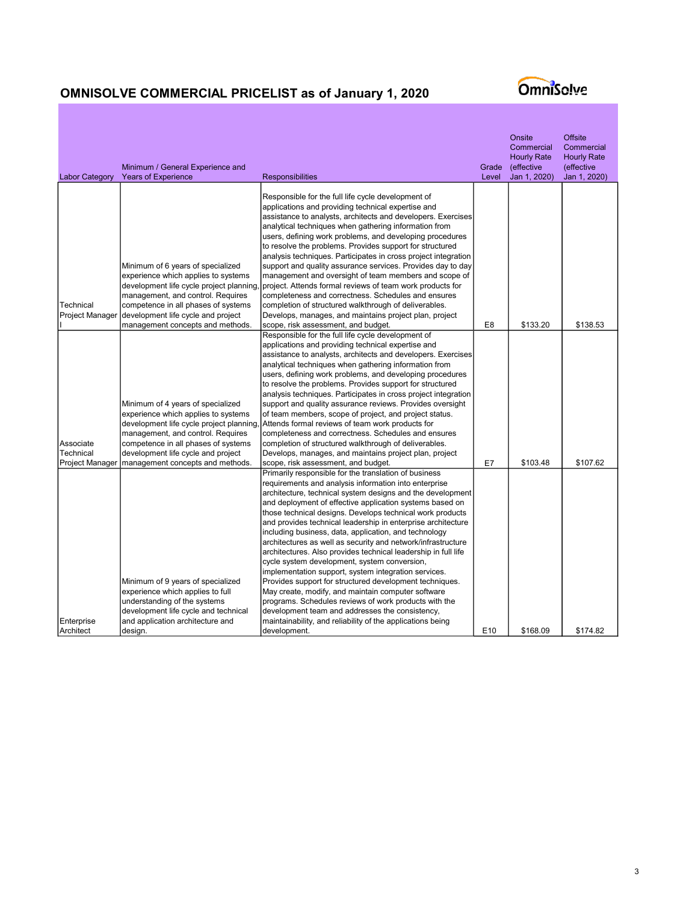# OMNISOLVE COMMERCIAL PRICELIST as of January 1, 2020

| Labor Category | Minimum / General Experience and Years of Experience | Responsibilities | Grade Level | Onsite Commercial Hourly Rate (effective Jan 1, 2020) | Offsite Commercial Hourly Rate (effective Jan 1, 2020) |
|---|---|---|---|---|---|
| Technical Project Manager I | Minimum of 6 years of specialized experience which applies to systems development life cycle project planning, management, and control. Requires competence in all phases of systems development life cycle and project management concepts and methods. | Responsible for the full life cycle development of applications and providing technical expertise and assistance to analysts, architects and developers. Exercises analytical techniques when gathering information from users, defining work problems, and developing procedures to resolve the problems. Provides support for structured analysis techniques. Participates in cross project integration support and quality assurance services. Provides day to day management and oversight of team members and scope of project. Attends formal reviews of team work products for completeness and correctness. Schedules and ensures completion of structured walkthrough of deliverables. Develops, manages, and maintains project plan, project scope, risk assessment, and budget. | E8 | $133.20 | $138.53 |
| Associate Technical Project Manager | Minimum of 4 years of specialized experience which applies to systems development life cycle project planning, management, and control. Requires competence in all phases of systems development life cycle and project management concepts and methods. | Responsible for the full life cycle development of applications and providing technical expertise and assistance to analysts, architects and developers. Exercises analytical techniques when gathering information from users, defining work problems, and developing procedures to resolve the problems. Provides support for structured analysis techniques. Participates in cross project integration support and quality assurance reviews. Provides oversight of team members, scope of project, and project status. Attends formal reviews of team work products for completeness and correctness. Schedules and ensures completion of structured walkthrough of deliverables. Develops, manages, and maintains project plan, project scope, risk assessment, and budget. | E7 | $103.48 | $107.62 |
| Enterprise Architect | Minimum of 9 years of specialized experience which applies to full understanding of the systems development life cycle and technical and application architecture and design. | Primarily responsible for the translation of business requirements and analysis information into enterprise architecture, technical system designs and the development and deployment of effective application systems based on those technical designs. Develops technical work products and provides technical leadership in enterprise architecture including business, data, application, and technology architectures as well as security and network/infrastructure architectures. Also provides technical leadership in full life cycle system development, system conversion, implementation support, system integration services. Provides support for structured development techniques. May create, modify, and maintain computer software programs. Schedules reviews of work products with the development team and addresses the consistency, maintainability, and reliability of the applications being development. | E10 | $168.09 | $174.82 |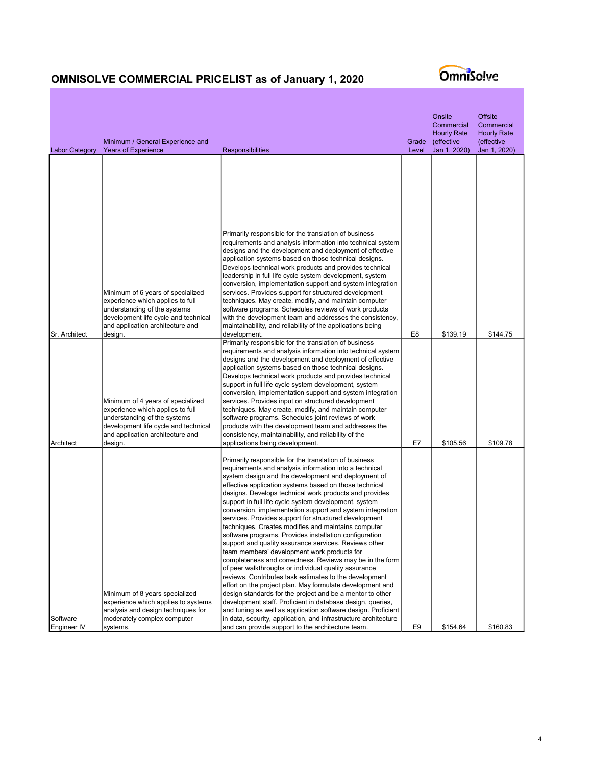# OMNISOLVE COMMERCIAL PRICELIST as of January 1, 2020

| Labor Category | Minimum / General Experience and Years of Experience | Responsibilities | Grade Level | Onsite Commercial Hourly Rate (effective Jan 1, 2020) | Offsite Commercial Hourly Rate (effective Jan 1, 2020) |
|---|---|---|---|---|---|
| Sr. Architect | Minimum of 6 years of specialized experience which applies to full understanding of the systems development life cycle and technical and application architecture and design. | Primarily responsible for the translation of business requirements and analysis information into technical system designs and the development and deployment of effective application systems based on those technical designs. Develops technical work products and provides technical leadership in full life cycle system development, system conversion, implementation support and system integration services. Provides support for structured development techniques. May create, modify, and maintain computer software programs. Schedules reviews of work products with the development team and addresses the consistency, maintainability, and reliability of the applications being development. | E8 | $139.19 | $144.75 |
| Architect | Minimum of 4 years of specialized experience which applies to full understanding of the systems development life cycle and technical and application architecture and design. | Primarily responsible for the translation of business requirements and analysis information into technical system designs and the development and deployment of effective application systems based on those technical designs. Develops technical work products and provides technical support in full life cycle system development, system conversion, implementation support and system integration services. Provides input on structured development techniques. May create, modify, and maintain computer software programs. Schedules joint reviews of work products with the development team and addresses the consistency, maintainability, and reliability of the applications being development. | E7 | $105.56 | $109.78 |
| Software Engineer IV | Minimum of 8 years specialized experience which applies to systems analysis and design techniques for moderately complex computer systems. | Primarily responsible for the translation of business requirements and analysis information into a technical system design and the development and deployment of effective application systems based on those technical designs. Develops technical work products and provides support in full life cycle system development, system conversion, implementation support and system integration services. Provides support for structured development techniques. Creates modifies and maintains computer software programs. Provides installation configuration support and quality assurance services. Reviews other team members' development work products for completeness and correctness. Reviews may be in the form of peer walkthroughs or individual quality assurance reviews. Contributes task estimates to the development effort on the project plan. May formulate development and design standards for the project and be a mentor to other development staff. Proficient in database design, queries, and tuning as well as application software design. Proficient in data, security, application, and infrastructure architecture and can provide support to the architecture team. | E9 | $154.64 | $160.83 |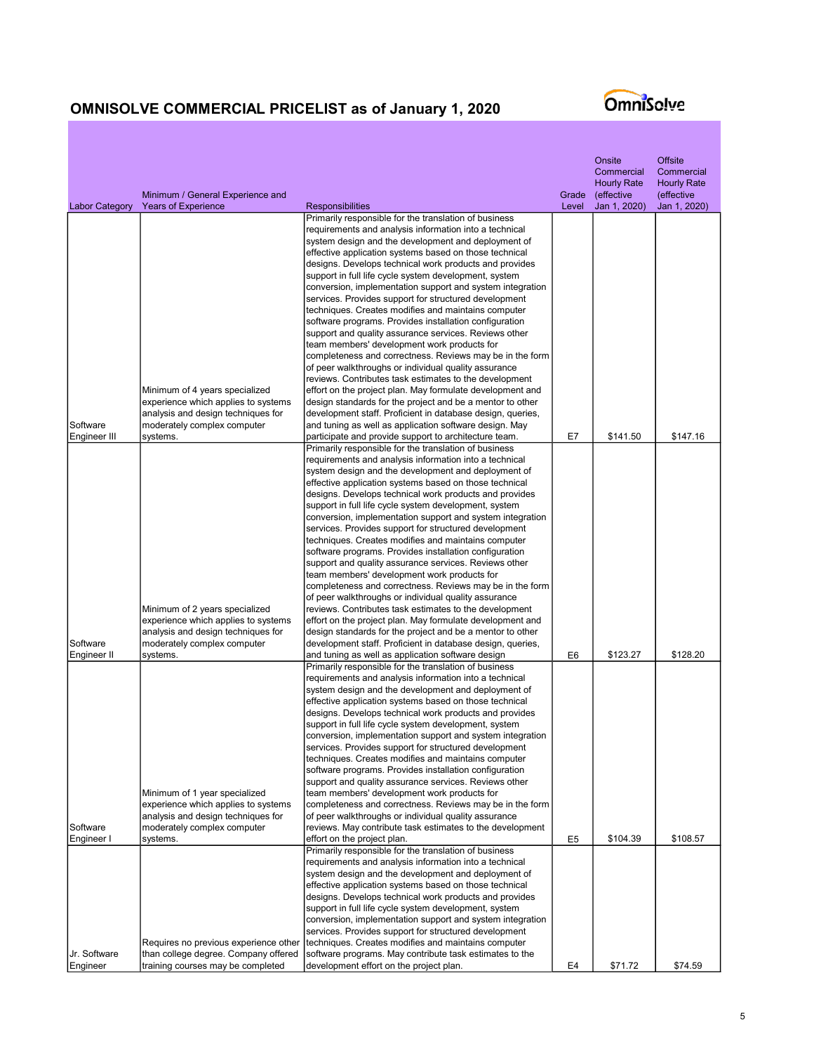## OMNISOLVE COMMERCIAL PRICELIST as of January 1, 2020

| Labor Category | Minimum / General Experience and Years of Experience | Responsibilities | Grade Level | Onsite Commercial Hourly Rate (effective Jan 1, 2020) | Offsite Commercial Hourly Rate (effective Jan 1, 2020) |
|---|---|---|---|---|---|
| Software Engineer III | Minimum of 4 years specialized experience which applies to systems analysis and design techniques for moderately complex computer systems. | Primarily responsible for the translation of business requirements and analysis information into a technical system design and the development and deployment of effective application systems based on those technical designs. Develops technical work products and provides support in full life cycle system development, system conversion, implementation support and system integration services. Provides support for structured development techniques. Creates modifies and maintains computer software programs. Provides installation configuration support and quality assurance services. Reviews other team members' development work products for completeness and correctness. Reviews may be in the form of peer walkthroughs or individual quality assurance reviews. Contributes task estimates to the development effort on the project plan. May formulate development and design standards for the project and be a mentor to other development staff. Proficient in database design, queries, and tuning as well as application software design. May participate and provide support to architecture team. | E7 | $141.50 | $147.16 |
| Software Engineer II | Minimum of 2 years specialized experience which applies to systems analysis and design techniques for moderately complex computer systems. | Primarily responsible for the translation of business requirements and analysis information into a technical system design and the development and deployment of effective application systems based on those technical designs. Develops technical work products and provides support in full life cycle system development, system conversion, implementation support and system integration services. Provides support for structured development techniques. Creates modifies and maintains computer software programs. Provides installation configuration support and quality assurance services. Reviews other team members' development work products for completeness and correctness. Reviews may be in the form of peer walkthroughs or individual quality assurance reviews. Contributes task estimates to the development effort on the project plan. May formulate development and design standards for the project and be a mentor to other development staff. Proficient in database design, queries, and tuning as well as application software design | E6 | $123.27 | $128.20 |
| Software Engineer I | Minimum of 1 year specialized experience which applies to systems analysis and design techniques for moderately complex computer systems. | Primarily responsible for the translation of business requirements and analysis information into a technical system design and the development and deployment of effective application systems based on those technical designs. Develops technical work products and provides support in full life cycle system development, system conversion, implementation support and system integration services. Provides support for structured development techniques. Creates modifies and maintains computer software programs. Provides installation configuration support and quality assurance services. Reviews other team members' development work products for completeness and correctness. Reviews may be in the form of peer walkthroughs or individual quality assurance reviews. May contribute task estimates to the development effort on the project plan. | E5 | $104.39 | $108.57 |
| Jr. Software Engineer | Requires no previous experience other than college degree. Company offered training courses may be completed | Primarily responsible for the translation of business requirements and analysis information into a technical system design and the development and deployment of effective application systems based on those technical designs. Develops technical work products and provides support in full life cycle system development, system conversion, implementation support and system integration services. Provides support for structured development techniques. Creates modifies and maintains computer software programs. May contribute task estimates to the development effort on the project plan. | E4 | $71.72 | $74.59 |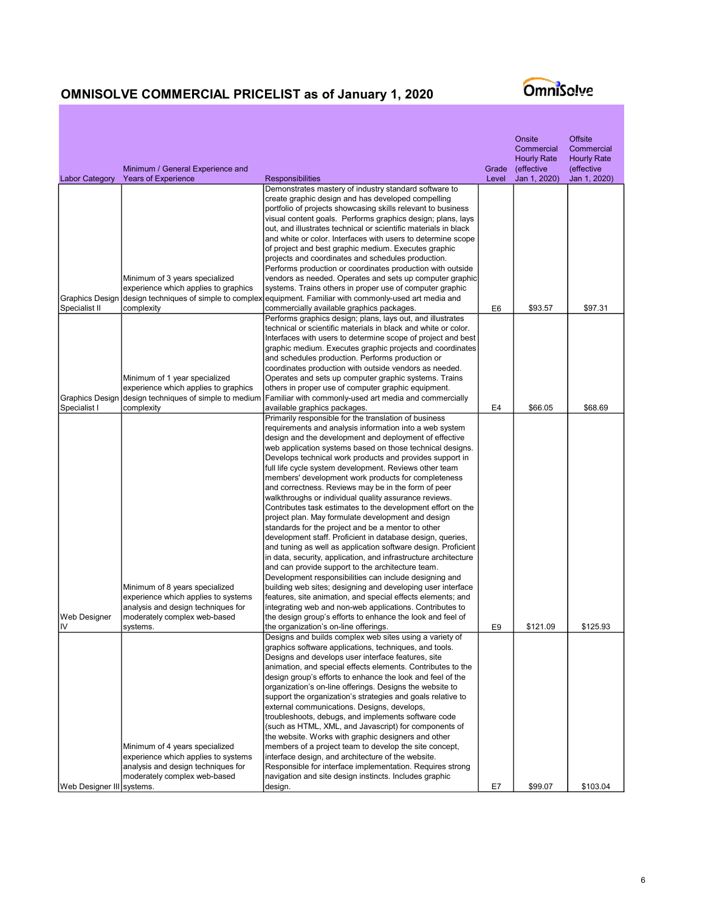## OMNISOLVE COMMERCIAL PRICELIST as of January 1, 2020

| Labor Category | Minimum / General Experience and Years of Experience | Responsibilities | Grade Level | Onsite Commercial Hourly Rate (effective Jan 1, 2020) | Offsite Commercial Hourly Rate (effective Jan 1, 2020) |
|---|---|---|---|---|---|
| Graphics Design Specialist II | Minimum of 3 years specialized experience which applies to graphics design techniques of simple to complex complexity | Demonstrates mastery of industry standard software to create graphic design and has developed compelling portfolio of projects showcasing skills relevant to business visual content goals. Performs graphics design; plans, lays out, and illustrates technical or scientific materials in black and white or color. Interfaces with users to determine scope of project and best graphic medium. Executes graphic projects and coordinates and schedules production. Performs production or coordinates production with outside vendors as needed. Operates and sets up computer graphic systems. Trains others in proper use of computer graphic equipment. Familiar with commonly-used art media and commercially available graphics packages. | E6 | $93.57 | $97.31 |
| Graphics Design Specialist I | Minimum of 1 year specialized experience which applies to graphics design techniques of simple to medium complexity | Performs graphics design; plans, lays out, and illustrates technical or scientific materials in black and white or color. Interfaces with users to determine scope of project and best graphic medium. Executes graphic projects and coordinates and schedules production. Performs production or coordinates production with outside vendors as needed. Operates and sets up computer graphic systems. Trains others in proper use of computer graphic equipment. Familiar with commonly-used art media and commercially available graphics packages. | E4 | $66.05 | $68.69 |
| Web Designer IV | Minimum of 8 years specialized experience which applies to systems analysis and design techniques for moderately complex web-based systems. | Primarily responsible for the translation of business requirements and analysis information into a web system design and the development and deployment of effective web application systems based on those technical designs. Develops technical work products and provides support in full life cycle system development. Reviews other team members' development work products for completeness and correctness. Reviews may be in the form of peer walkthroughs or individual quality assurance reviews. Contributes task estimates to the development effort on the project plan. May formulate development and design standards for the project and be a mentor to other development staff. Proficient in database design, queries, and tuning as well as application software design. Proficient in data, security, application, and infrastructure architecture and can provide support to the architecture team. Development responsibilities can include designing and building web sites; designing and developing user interface features, site animation, and special effects elements; and integrating web and non-web applications. Contributes to the design group's efforts to enhance the look and feel of the organization's on-line offerings. | E9 | $121.09 | $125.93 |
| Web Designer III | Minimum of 4 years specialized experience which applies to systems analysis and design techniques for moderately complex web-based systems. | Designs and builds complex web sites using a variety of graphics software applications, techniques, and tools. Designs and develops user interface features, site animation, and special effects elements. Contributes to the design group's efforts to enhance the look and feel of the organization's on-line offerings. Designs the website to support the organization's strategies and goals relative to external communications. Designs, develops, troubleshoots, debugs, and implements software code (such as HTML, XML, and Javascript) for components of the website. Works with graphic designers and other members of a project team to develop the site concept, interface design, and architecture of the website. Responsible for interface implementation. Requires strong navigation and site design instincts. Includes graphic design. | E7 | $99.07 | $103.04 |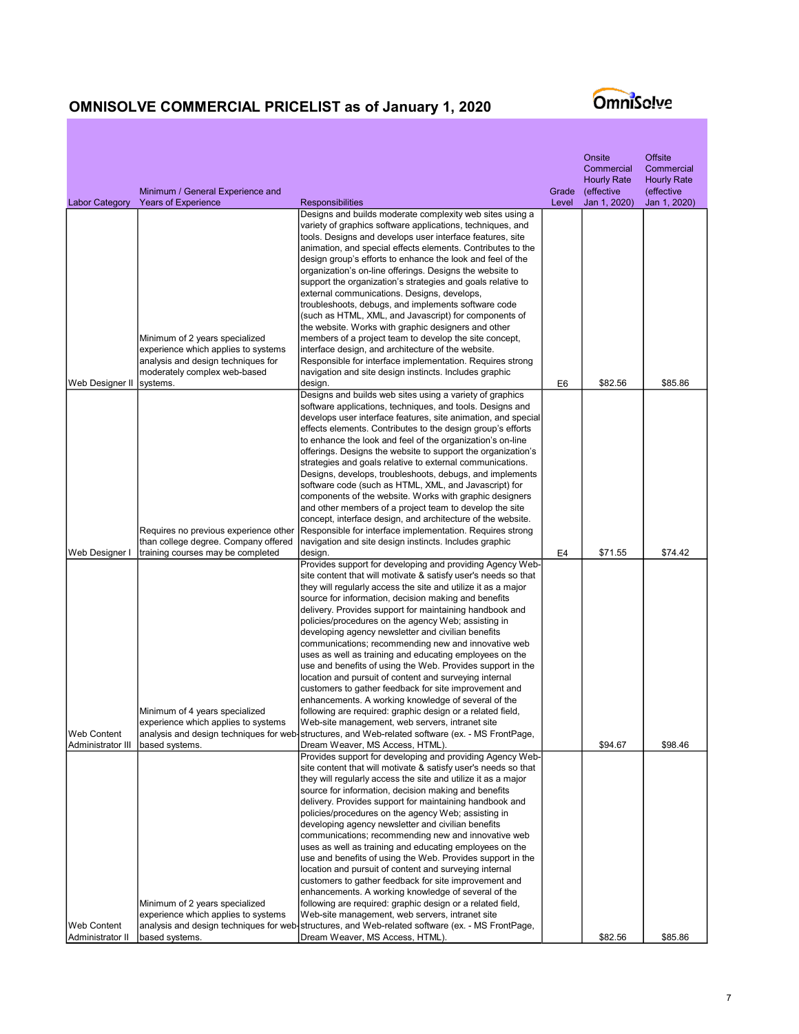# OMNISOLVE COMMERCIAL PRICELIST as of January 1, 2020

| Labor Category | Minimum / General Experience and Years of Experience | Responsibilities | Grade Level | Onsite Commercial Hourly Rate (effective Jan 1, 2020) | Offsite Commercial Hourly Rate (effective Jan 1, 2020) |
|---|---|---|---|---|---|
| Web Designer II | Minimum of 2 years specialized experience which applies to systems analysis and design techniques for moderately complex web-based systems. | Designs and builds moderate complexity web sites using a variety of graphics software applications, techniques, and tools. Designs and develops user interface features, site animation, and special effects elements. Contributes to the design group's efforts to enhance the look and feel of the organization's on-line offerings. Designs the website to support the organization's strategies and goals relative to external communications. Designs, develops, troubleshoots, debugs, and implements software code (such as HTML, XML, and Javascript) for components of the website. Works with graphic designers and other members of a project team to develop the site concept, interface design, and architecture of the website. Responsible for interface implementation. Requires strong navigation and site design instincts. Includes graphic design. | E6 | $82.56 | $85.86 |
| Web Designer I | Requires no previous experience other than college degree. Company offered training courses may be completed | Designs and builds web sites using a variety of graphics software applications, techniques, and tools. Designs and develops user interface features, site animation, and special effects elements. Contributes to the design group's efforts to enhance the look and feel of the organization's on-line offerings. Designs the website to support the organization's strategies and goals relative to external communications. Designs, develops, troubleshoots, debugs, and implements software code (such as HTML, XML, and Javascript) for components of the website. Works with graphic designers and other members of a project team to develop the site concept, interface design, and architecture of the website. Responsible for interface implementation. Requires strong navigation and site design instincts. Includes graphic design. | E4 | $71.55 | $74.42 |
| Web Content Administrator III | Minimum of 4 years specialized experience which applies to systems analysis and design techniques for web-based systems. | Provides support for developing and providing Agency Web-site content that will motivate & satisfy user's needs so that they will regularly access the site and utilize it as a major source for information, decision making and benefits delivery. Provides support for maintaining handbook and policies/procedures on the agency Web; assisting in developing agency newsletter and civilian benefits communications; recommending new and innovative web uses as well as training and educating employees on the use and benefits of using the Web. Provides support in the location and pursuit of content and surveying internal customers to gather feedback for site improvement and enhancements. A working knowledge of several of the following are required: graphic design or a related field, Web-site management, web servers, intranet site structures, and Web-related software (ex. - MS FrontPage, Dream Weaver, MS Access, HTML). | | $94.67 | $98.46 |
| Web Content Administrator II | Minimum of 2 years specialized experience which applies to systems analysis and design techniques for web-based systems. | Provides support for developing and providing Agency Web-site content that will motivate & satisfy user's needs so that they will regularly access the site and utilize it as a major source for information, decision making and benefits delivery. Provides support for maintaining handbook and policies/procedures on the agency Web; assisting in developing agency newsletter and civilian benefits communications; recommending new and innovative web uses as well as training and educating employees on the use and benefits of using the Web. Provides support in the location and pursuit of content and surveying internal customers to gather feedback for site improvement and enhancements. A working knowledge of several of the following are required: graphic design or a related field, Web-site management, web servers, intranet site structures, and Web-related software (ex. - MS FrontPage, Dream Weaver, MS Access, HTML). | | $82.56 | $85.86 |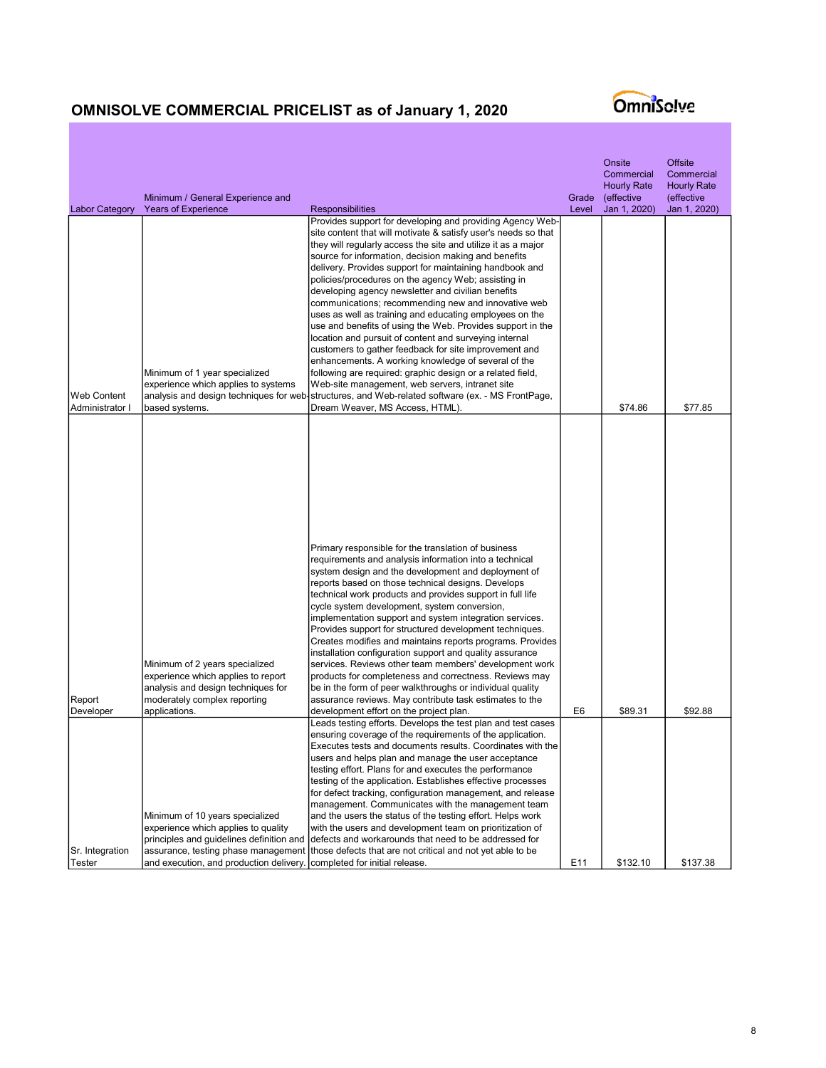## OMNISOLVE COMMERCIAL PRICELIST as of January 1, 2020

| Labor Category | Minimum / General Experience and Years of Experience | Responsibilities | Grade Level | Onsite Commercial Hourly Rate (effective Jan 1, 2020) | Offsite Commercial Hourly Rate (effective Jan 1, 2020) |
|---|---|---|---|---|---|
| Web Content Administrator I | Minimum of 1 year specialized experience which applies to systems analysis and design techniques for web-based systems. | Provides support for developing and providing Agency Web-site content that will motivate & satisfy user's needs so that they will regularly access the site and utilize it as a major source for information, decision making and benefits delivery. Provides support for maintaining handbook and policies/procedures on the agency Web; assisting in developing agency newsletter and civilian benefits communications; recommending new and innovative web uses as well as training and educating employees on the use and benefits of using the Web. Provides support in the location and pursuit of content and surveying internal customers to gather feedback for site improvement and enhancements. A working knowledge of several of the following are required: graphic design or a related field, Web-site management, web servers, intranet site structures, and Web-related software (ex. - MS FrontPage, Dream Weaver, MS Access, HTML). | | $74.86 | $77.85 |
| Report Developer | Minimum of 2 years specialized experience which applies to report analysis and design techniques for moderately complex reporting applications. | Primary responsible for the translation of business requirements and analysis information into a technical system design and the development and deployment of reports based on those technical designs. Develops technical work products and provides support in full life cycle system development, system conversion, implementation support and system integration services. Provides support for structured development techniques. Creates modifies and maintains reports programs. Provides installation configuration support and quality assurance services. Reviews other team members' development work products for completeness and correctness. Reviews may be in the form of peer walkthroughs or individual quality assurance reviews. May contribute task estimates to the development effort on the project plan. | E6 | $89.31 | $92.88 |
| Sr. Integration Tester | Minimum of 10 years specialized experience which applies to quality principles and guidelines definition and assurance, testing phase management and execution, and production delivery. | Leads testing efforts. Develops the test plan and test cases ensuring coverage of the requirements of the application. Executes tests and documents results. Coordinates with the users and helps plan and manage the user acceptance testing effort. Plans for and executes the performance testing of the application. Establishes effective processes for defect tracking, configuration management, and release management. Communicates with the management team and the users the status of the testing effort. Helps work with the users and development team on prioritization of defects and workarounds that need to be addressed for those defects that are not critical and not yet able to be completed for initial release. | E11 | $132.10 | $137.38 |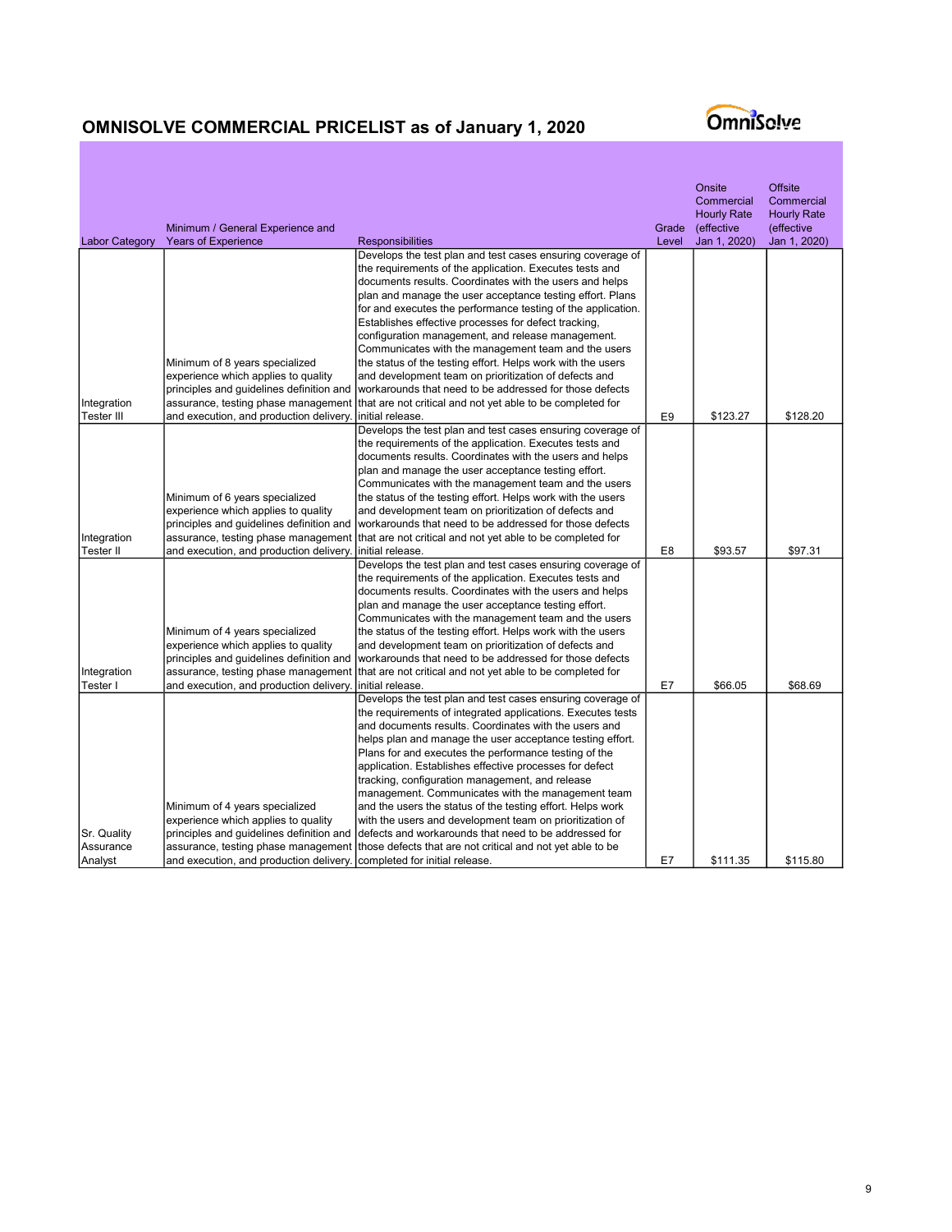## OMNISOLVE COMMERCIAL PRICELIST as of January 1, 2020

| Labor Category | Minimum / General Experience and Years of Experience | Responsibilities | Grade Level | Onsite Commercial Hourly Rate (effective Jan 1, 2020) | Offsite Commercial Hourly Rate (effective Jan 1, 2020) |
|---|---|---|---|---|---|
| Integration Tester III | Minimum of 8 years specialized experience which applies to quality principles and guidelines definition and assurance, testing phase management and execution, and production delivery. | Develops the test plan and test cases ensuring coverage of the requirements of the application. Executes tests and documents results. Coordinates with the users and helps plan and manage the user acceptance testing effort. Plans for and executes the performance testing of the application. Establishes effective processes for defect tracking, configuration management, and release management. Communicates with the management team and the users the status of the testing effort. Helps work with the users and development team on prioritization of defects and workarounds that need to be addressed for those defects that are not critical and not yet able to be completed for initial release. | E9 | $123.27 | $128.20 |
| Integration Tester II | Minimum of 6 years specialized experience which applies to quality principles and guidelines definition and assurance, testing phase management and execution, and production delivery. | Develops the test plan and test cases ensuring coverage of the requirements of the application. Executes tests and documents results. Coordinates with the users and helps plan and manage the user acceptance testing effort. Communicates with the management team and the users the status of the testing effort. Helps work with the users and development team on prioritization of defects and workarounds that need to be addressed for those defects that are not critical and not yet able to be completed for initial release. | E8 | $93.57 | $97.31 |
| Integration Tester I | Minimum of 4 years specialized experience which applies to quality principles and guidelines definition and assurance, testing phase management and execution, and production delivery. | Develops the test plan and test cases ensuring coverage of the requirements of the application. Executes tests and documents results. Coordinates with the users and helps plan and manage the user acceptance testing effort. Communicates with the management team and the users the status of the testing effort. Helps work with the users and development team on prioritization of defects and workarounds that need to be addressed for those defects that are not critical and not yet able to be completed for initial release. | E7 | $66.05 | $68.69 |
| Sr. Quality Assurance Analyst | Minimum of 4 years specialized experience which applies to quality principles and guidelines definition and assurance, testing phase management and execution, and production delivery. | Develops the test plan and test cases ensuring coverage of the requirements of integrated applications. Executes tests and documents results. Coordinates with the users and helps plan and manage the user acceptance testing effort. Plans for and executes the performance testing of the application. Establishes effective processes for defect tracking, configuration management, and release management. Communicates with the management team and the users the status of the testing effort. Helps work with the users and development team on prioritization of defects and workarounds that need to be addressed for those defects that are not critical and not yet able to be completed for initial release. | E7 | $111.35 | $115.80 |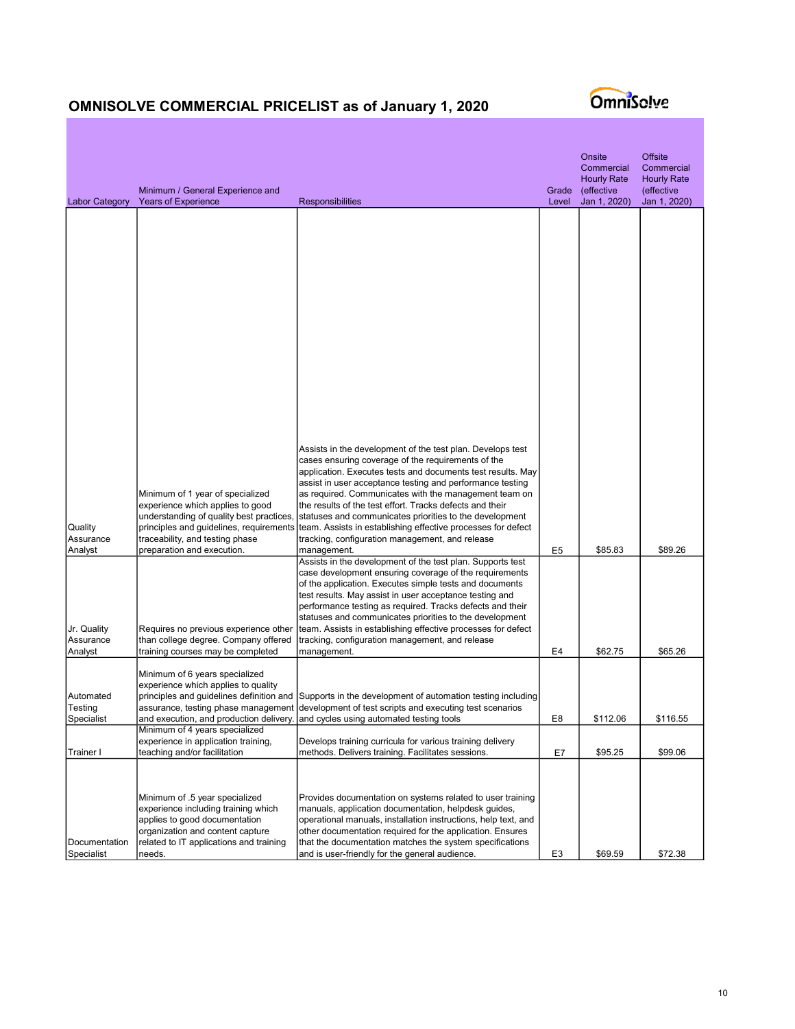## OMNISOLVE COMMERCIAL PRICELIST as of January 1, 2020

| Labor Category | Minimum / General Experience and Years of Experience | Responsibilities | Grade Level | Onsite Commercial Hourly Rate (effective Jan 1, 2020) | Offsite Commercial Hourly Rate (effective Jan 1, 2020) |
|---|---|---|---|---|---|
| Quality Assurance Analyst | Minimum of 1 year of specialized experience which applies to good understanding of quality best practices, principles and guidelines, requirements traceability, and testing phase preparation and execution. | Assists in the development of the test plan. Develops test cases ensuring coverage of the requirements of the application. Executes tests and documents test results. May assist in user acceptance testing and performance testing as required. Communicates with the management team on the results of the test effort. Tracks defects and their statuses and communicates priorities to the development team. Assists in establishing effective processes for defect tracking, configuration management, and release management. | E5 | $85.83 | $89.26 |
| Jr. Quality Assurance Analyst | Requires no previous experience other than college degree. Company offered training courses may be completed | Assists in the development of the test plan. Supports test case development ensuring coverage of the requirements of the application. Executes simple tests and documents test results. May assist in user acceptance testing and performance testing as required. Tracks defects and their statuses and communicates priorities to the development team. Assists in establishing effective processes for defect tracking, configuration management, and release management. | E4 | $62.75 | $65.26 |
| Automated Testing Specialist | Minimum of 6 years specialized experience which applies to quality principles and guidelines definition and assurance, testing phase management and execution, and production delivery. | Supports in the development of automation testing including development of test scripts and executing test scenarios and cycles using automated testing tools | E8 | $112.06 | $116.55 |
| Trainer I | Minimum of 4 years specialized experience in application training, teaching and/or facilitation | Develops training curricula for various training delivery methods. Delivers training. Facilitates sessions. | E7 | $95.25 | $99.06 |
| Documentation Specialist | Minimum of .5 year specialized experience including training which applies to good documentation organization and content capture related to IT applications and training needs. | Provides documentation on systems related to user training manuals, application documentation, helpdesk guides, operational manuals, installation instructions, help text, and other documentation required for the application. Ensures that the documentation matches the system specifications and is user-friendly for the general audience. | E3 | $69.59 | $72.38 |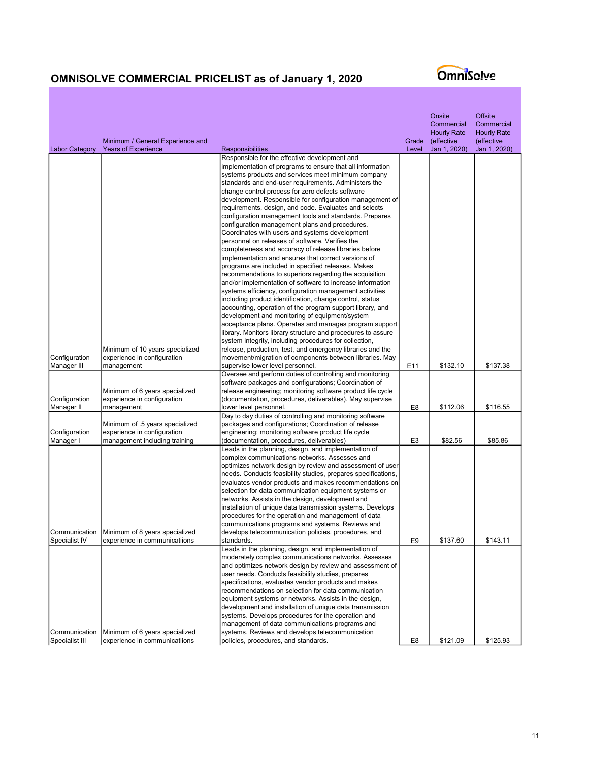# OMNISOLVE COMMERCIAL PRICELIST as of January 1, 2020

| Labor Category | Minimum / General Experience and Years of Experience | Responsibilities | Grade Level | Onsite Commercial Hourly Rate (effective Jan 1, 2020) | Offsite Commercial Hourly Rate (effective Jan 1, 2020) |
|---|---|---|---|---|---|
| Configuration Manager III | Minimum of 10 years specialized experience in configuration management | Responsible for the effective development and implementation of programs to ensure that all information systems products and services meet minimum company standards and end-user requirements. Administers the change control process for zero defects software development. Responsible for configuration management of requirements, design, and code. Evaluates and selects configuration management tools and standards. Prepares configuration management plans and procedures. Coordinates with users and systems development personnel on releases of software. Verifies the completeness and accuracy of release libraries before implementation and ensures that correct versions of programs are included in specified releases. Makes recommendations to superiors regarding the acquisition and/or implementation of software to increase information systems efficiency, configuration management activities including product identification, change control, status accounting, operation of the program support library, and development and monitoring of equipment/system acceptance plans. Operates and manages program support library. Monitors library structure and procedures to assure system integrity, including procedures for collection, release, production, test, and emergency libraries and the movement/migration of components between libraries. May supervise lower level personnel. | E11 | $132.10 | $137.38 |
| Configuration Manager II | Minimum of 6 years specialized experience in configuration management | Oversee and perform duties of controlling and monitoring software packages and configurations; Coordination of release engineering; monitoring software product life cycle (documentation, procedures, deliverables). May supervise lower level personnel. | E8 | $112.06 | $116.55 |
| Configuration Manager I | Minimum of .5 years specialized experience in configuration management including training | Day to day duties of controlling and monitoring software packages and configurations; Coordination of release engineering; monitoring software product life cycle (documentation, procedures, deliverables) | E3 | $82.56 | $85.86 |
| Communication Specialist IV | Minimum of 8 years specialized experience in communicatiions | Leads in the planning, design, and implementation of complex communications networks. Assesses and optimizes network design by review and assessment of user needs. Conducts feasibility studies, prepares specifications, evaluates vendor products and makes recommendations on selection for data communication equipment systems or networks. Assists in the design, development and installation of unique data transmission systems. Develops procedures for the operation and management of data communications programs and systems. Reviews and develops telecommunication policies, procedures, and standards. | E9 | $137.60 | $143.11 |
| Communication Specialist III | Minimum of 6 years specialized experience in communicatiions | Leads in the planning, design, and implementation of moderately complex communications networks. Assesses and optimizes network design by review and assessment of user needs. Conducts feasibility studies, prepares specifications, evaluates vendor products and makes recommendations on selection for data communication equipment systems or networks. Assists in the design, development and installation of unique data transmission systems. Develops procedures for the operation and management of data communications programs and systems. Reviews and develops telecommunication policies, procedures, and standards. | E8 | $121.09 | $125.93 |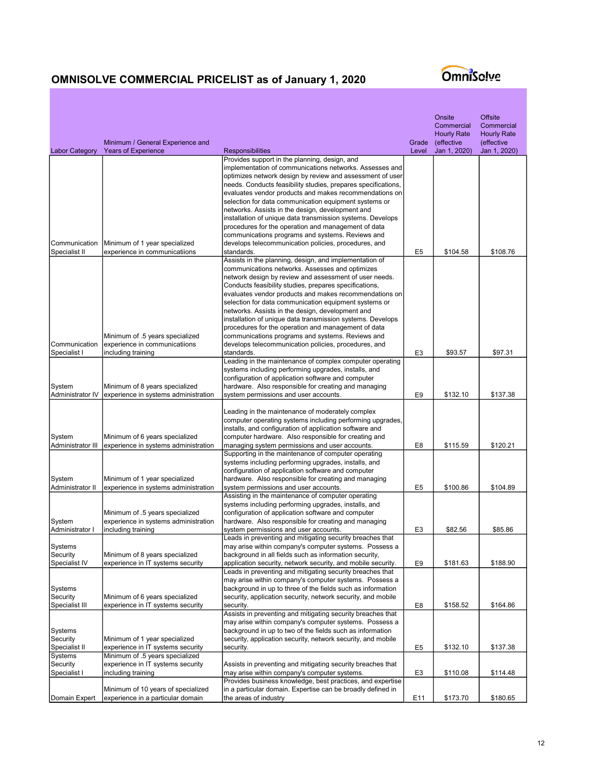# OMNISOLVE COMMERCIAL PRICELIST as of January 1, 2020

| Labor Category | Minimum / General Experience and Years of Experience | Responsibilities | Grade Level | Onsite Commercial Hourly Rate (effective Jan 1, 2020) | Offsite Commercial Hourly Rate (effective Jan 1, 2020) |
|---|---|---|---|---|---|
| Communication Specialist II | Minimum of 1 year specialized experience in communicatiions | Provides support in the planning, design, and implementation of communications networks. Assesses and optimizes network design by review and assessment of user needs. Conducts feasibility studies, prepares specifications, evaluates vendor products and makes recommendations on selection for data communication equipment systems or networks. Assists in the design, development and installation of unique data transmission systems. Develops procedures for the operation and management of data communications programs and systems. Reviews and develops telecommunication policies, procedures, and standards. | E5 | $104.58 | $108.76 |
| Communication Specialist I | Minimum of .5 years specialized experience in communicatiions including training | Assists in the planning, design, and implementation of communications networks. Assesses and optimizes network design by review and assessment of user needs. Conducts feasibility studies, prepares specifications, evaluates vendor products and makes recommendations on selection for data communication equipment systems or networks. Assists in the design, development and installation of unique data transmission systems. Develops procedures for the operation and management of data communications programs and systems. Reviews and develops telecommunication policies, procedures, and standards. | E3 | $93.57 | $97.31 |
| System Administrator IV | Minimum of 8 years specialized experience in systems administration | Leading in the maintenance of complex computer operating systems including performing upgrades, installs, and configuration of application software and computer hardware. Also responsible for creating and managing system permissions and user accounts. | E9 | $132.10 | $137.38 |
| System Administrator III | Minimum of 6 years specialized experience in systems administration | Leading in the maintenance of moderately complex computer operating systems including performing upgrades, installs, and configuration of application software and computer hardware. Also responsible for creating and managing system permissions and user accounts. | E8 | $115.59 | $120.21 |
| System Administrator II | Minimum of 1 year specialized experience in systems administration | Supporting in the maintenance of computer operating systems including performing upgrades, installs, and configuration of application software and computer hardware. Also responsible for creating and managing system permissions and user accounts. | E5 | $100.86 | $104.89 |
| System Administrator I | Minimum of .5 years specialized experience in systems administration including training | Assisting in the maintenance of computer operating systems including performing upgrades, installs, and configuration of application software and computer hardware. Also responsible for creating and managing system permissions and user accounts. | E3 | $82.56 | $85.86 |
| Systems Security Specialist IV | Minimum of 8 years specialized experience in IT systems security | Leads in preventing and mitigating security breaches that may arise within company's computer systems. Possess a background in all fields such as information security, application security, network security, and mobile security. | E9 | $181.63 | $188.90 |
| Systems Security Specialist III | Minimum of 6 years specialized experience in IT systems security | Leads in preventing and mitigating security breaches that may arise within company's computer systems. Possess a background in up to three of the fields such as information security, application security, network security, and mobile security. | E8 | $158.52 | $164.86 |
| Systems Security Specialist II | Minimum of 1 year specialized experience in IT systems security | Assists in preventing and mitigating security breaches that may arise within company's computer systems. Possess a background in up to two of the fields such as information security, application security, network security, and mobile security. | E5 | $132.10 | $137.38 |
| Systems Security Specialist I | Minimum of .5 years specialized experience in IT systems security including training | Assists in preventing and mitigating security breaches that may arise within company's computer systems. | E3 | $110.08 | $114.48 |
| Domain Expert | Minimum of 10 years of specialized experience in a particular domain | Provides business knowledge, best practices, and expertise in a particular domain. Expertise can be broadly defined in the areas of industry | E11 | $173.70 | $180.65 |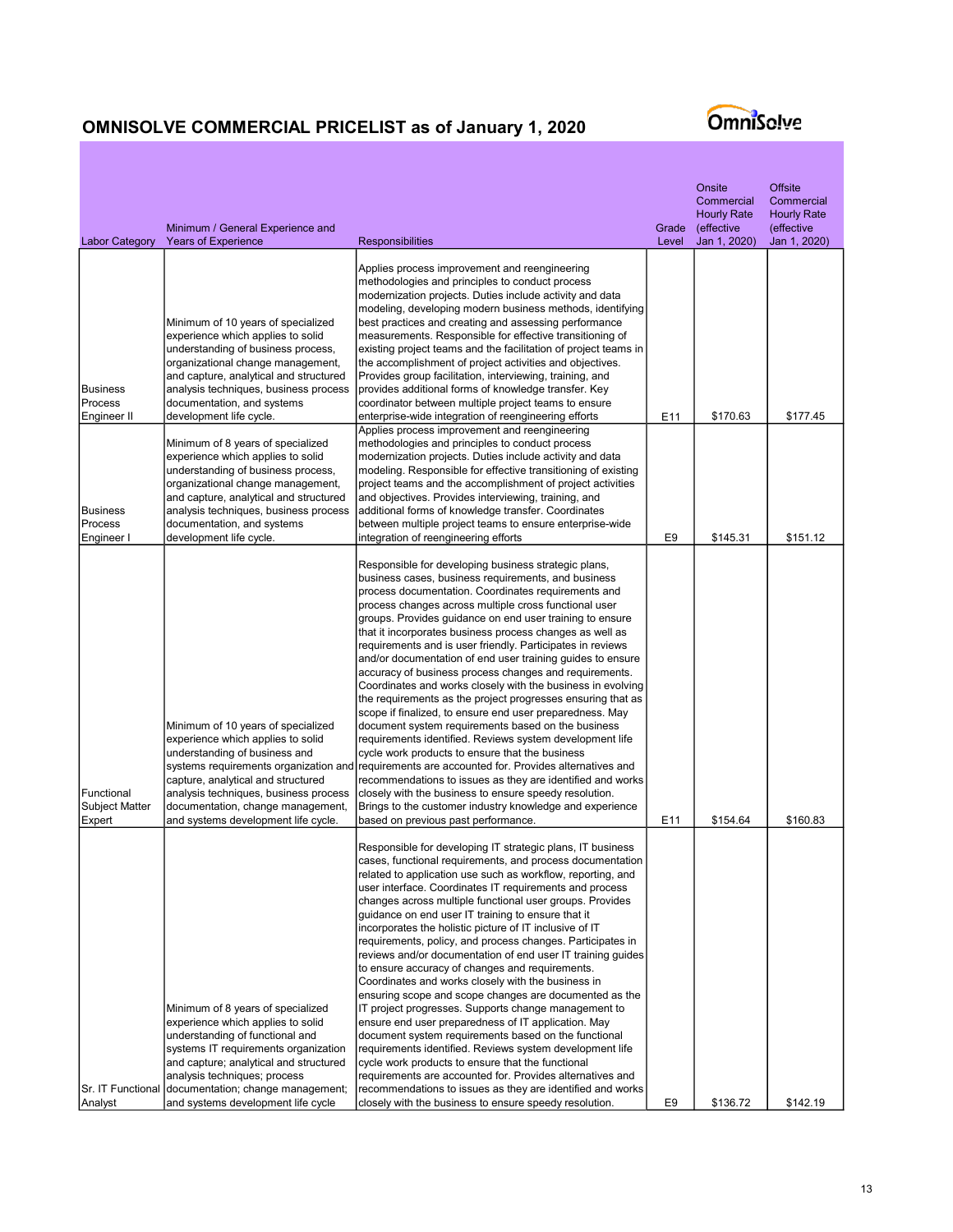## OMNISOLVE COMMERCIAL PRICELIST as of January 1, 2020

| Labor Category | Minimum / General Experience and Years of Experience | Responsibilities | Grade Level | Onsite Commercial Hourly Rate (effective Jan 1, 2020) | Offsite Commercial Hourly Rate (effective Jan 1, 2020) |
|---|---|---|---|---|---|
| Business Process Engineer II | Minimum of 10 years of specialized experience which applies to solid understanding of business process, organizational change management, and capture, analytical and structured analysis techniques, business process documentation, and systems development life cycle. | Applies process improvement and reengineering methodologies and principles to conduct process modernization projects. Duties include activity and data modeling, developing modern business methods, identifying best practices and creating and assessing performance measurements. Responsible for effective transitioning of existing project teams and the facilitation of project teams in the accomplishment of project activities and objectives. Provides group facilitation, interviewing, training, and provides additional forms of knowledge transfer. Key coordinator between multiple project teams to ensure enterprise-wide integration of reengineering efforts | E11 | $170.63 | $177.45 |
| Business Process Engineer I | Minimum of 8 years of specialized experience which applies to solid understanding of business process, organizational change management, and capture, analytical and structured analysis techniques, business process documentation, and systems development life cycle. | Applies process improvement and reengineering methodologies and principles to conduct process modernization projects. Duties include activity and data modeling. Responsible for effective transitioning of existing project teams and the accomplishment of project activities and objectives. Provides interviewing, training, and additional forms of knowledge transfer. Coordinates between multiple project teams to ensure enterprise-wide integration of reengineering efforts | E9 | $145.31 | $151.12 |
| Functional Subject Matter Expert | Minimum of 10 years of specialized experience which applies to solid understanding of business and systems requirements organization and capture, analytical and structured analysis techniques, business process documentation, change management, and systems development life cycle. | Responsible for developing business strategic plans, business cases, business requirements, and business process documentation. Coordinates requirements and process changes across multiple cross functional user groups. Provides guidance on end user training to ensure that it incorporates business process changes as well as requirements and is user friendly. Participates in reviews and/or documentation of end user training guides to ensure accuracy of business process changes and requirements. Coordinates and works closely with the business in evolving the requirements as the project progresses ensuring that as scope if finalized, to ensure end user preparedness. May document system requirements based on the business requirements identified. Reviews system development life cycle work products to ensure that the business requirements are accounted for. Provides alternatives and recommendations to issues as they are identified and works closely with the business to ensure speedy resolution. Brings to the customer industry knowledge and experience based on previous past performance. | E11 | $154.64 | $160.83 |
| Sr. IT Functional Analyst | Minimum of 8 years of specialized experience which applies to solid understanding of functional and systems IT requirements organization and capture; analytical and structured analysis techniques; process documentation; change management; and systems development life cycle | Responsible for developing IT strategic plans, IT business cases, functional requirements, and process documentation related to application use such as workflow, reporting, and user interface. Coordinates IT requirements and process changes across multiple functional user groups. Provides guidance on end user IT training to ensure that it incorporates the holistic picture of IT inclusive of IT requirements, policy, and process changes. Participates in reviews and/or documentation of end user IT training guides to ensure accuracy of changes and requirements. Coordinates and works closely with the business in ensuring scope and scope changes are documented as the IT project progresses. Supports change management to ensure end user preparedness of IT application. May document system requirements based on the functional requirements identified. Reviews system development life cycle work products to ensure that the functional requirements are accounted for. Provides alternatives and recommendations to issues as they are identified and works closely with the business to ensure speedy resolution. | E9 | $136.72 | $142.19 |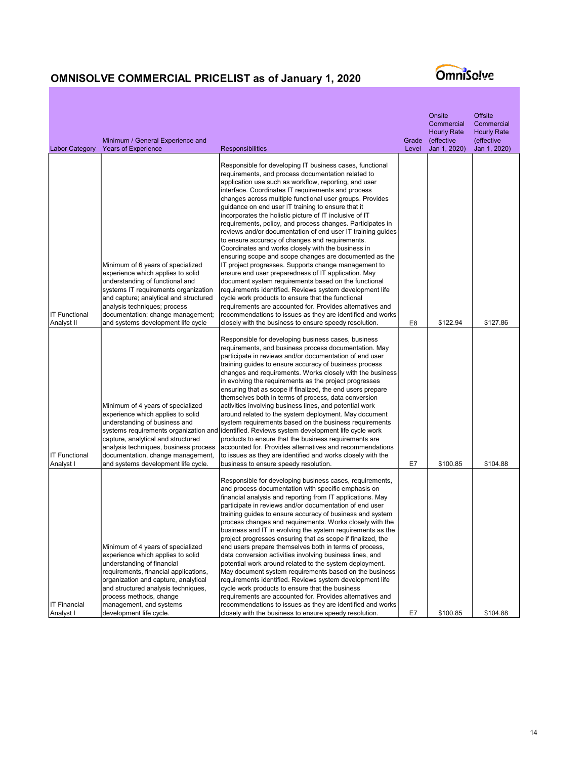# OMNISOLVE COMMERCIAL PRICELIST as of January 1, 2020

| Labor Category | Minimum / General Experience and Years of Experience | Responsibilities | Grade Level | Onsite Commercial Hourly Rate (effective Jan 1, 2020) | Offsite Commercial Hourly Rate (effective Jan 1, 2020) |
|---|---|---|---|---|---|
| IT Functional Analyst II | Minimum of 6 years of specialized experience which applies to solid understanding of functional and systems IT requirements organization and capture; analytical and structured analysis techniques; process documentation; change management; and systems development life cycle | Responsible for developing IT business cases, functional requirements, and process documentation related to application use such as workflow, reporting, and user interface. Coordinates IT requirements and process changes across multiple functional user groups. Provides guidance on end user IT training to ensure that it incorporates the holistic picture of IT inclusive of IT requirements, policy, and process changes. Participates in reviews and/or documentation of end user IT training guides to ensure accuracy of changes and requirements. Coordinates and works closely with the business in ensuring scope and scope changes are documented as the IT project progresses. Supports change management to ensure end user preparedness of IT application. May document system requirements based on the functional requirements identified. Reviews system development life cycle work products to ensure that the functional requirements are accounted for. Provides alternatives and recommendations to issues as they are identified and works closely with the business to ensure speedy resolution. | E8 | $122.94 | $127.86 |
| IT Functional Analyst I | Minimum of 4 years of specialized experience which applies to solid understanding of business and systems requirements organization and capture, analytical and structured analysis techniques, business process documentation, change management, and systems development life cycle. | Responsible for developing business cases, business requirements, and business process documentation. May participate in reviews and/or documentation of end user training guides to ensure accuracy of business process changes and requirements. Works closely with the business in evolving the requirements as the project progresses ensuring that as scope if finalized, the end users prepare themselves both in terms of process, data conversion activities involving business lines, and potential work around related to the system deployment. May document system requirements based on the business requirements identified. Reviews system development life cycle work products to ensure that the business requirements are accounted for. Provides alternatives and recommendations to issues as they are identified and works closely with the business to ensure speedy resolution. | E7 | $100.85 | $104.88 |
| IT Financial Analyst I | Minimum of 4 years of specialized experience which applies to solid understanding of financial requirements, financial applications, organization and capture, analytical and structured analysis techniques, process methods, change management, and systems development life cycle. | Responsible for developing business cases, requirements, and process documentation with specific emphasis on financial analysis and reporting from IT applications. May participate in reviews and/or documentation of end user training guides to ensure accuracy of business and system process changes and requirements. Works closely with the business and IT in evolving the system requirements as the project progresses ensuring that as scope if finalized, the end users prepare themselves both in terms of process, data conversion activities involving business lines, and potential work around related to the system deployment. May document system requirements based on the business requirements identified. Reviews system development life cycle work products to ensure that the business requirements are accounted for. Provides alternatives and recommendations to issues as they are identified and works closely with the business to ensure speedy resolution. | E7 | $100.85 | $104.88 |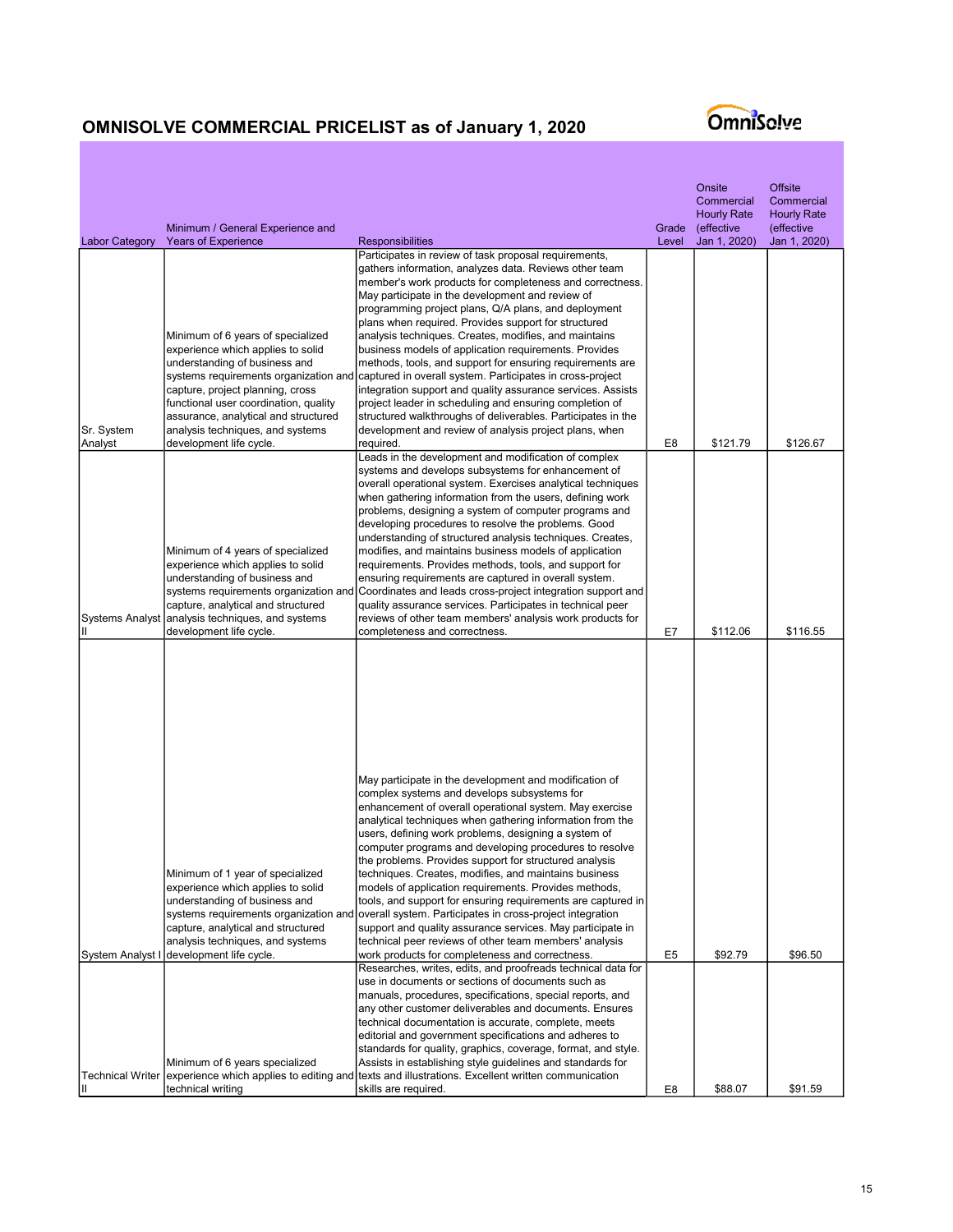## OMNISOLVE COMMERCIAL PRICELIST as of January 1, 2020

| Labor Category | Minimum / General Experience and Years of Experience | Responsibilities | Grade Level | Onsite Commercial Hourly Rate (effective Jan 1, 2020) | Offsite Commercial Hourly Rate (effective Jan 1, 2020) |
|---|---|---|---|---|---|
| Sr. System Analyst | Minimum of 6 years of specialized experience which applies to solid understanding of business and systems requirements organization and capture, project planning, cross functional user coordination, quality assurance, analytical and structured analysis techniques, and systems development life cycle. | Participates in review of task proposal requirements, gathers information, analyzes data. Reviews other team member's work products for completeness and correctness. May participate in the development and review of programming project plans, Q/A plans, and deployment plans when required. Provides support for structured analysis techniques. Creates, modifies, and maintains business models of application requirements. Provides methods, tools, and support for ensuring requirements are captured in overall system. Participates in cross-project integration support and quality assurance services. Assists project leader in scheduling and ensuring completion of structured walkthroughs of deliverables. Participates in the development and review of analysis project plans, when required. | E8 | $121.79 | $126.67 |
| Systems Analyst II | Minimum of 4 years of specialized experience which applies to solid understanding of business and systems requirements organization and capture, analytical and structured analysis techniques, and systems development life cycle. | Leads in the development and modification of complex systems and develops subsystems for enhancement of overall operational system. Exercises analytical techniques when gathering information from the users, defining work problems, designing a system of computer programs and developing procedures to resolve the problems. Good understanding of structured analysis techniques. Creates, modifies, and maintains business models of application requirements. Provides methods, tools, and support for ensuring requirements are captured in overall system. Coordinates and leads cross-project integration support and quality assurance services. Participates in technical peer reviews of other team members' analysis work products for completeness and correctness. | E7 | $112.06 | $116.55 |
| System Analyst I | Minimum of 1 year of specialized experience which applies to solid understanding of business and systems requirements organization and capture, analytical and structured analysis techniques, and systems development life cycle. | May participate in the development and modification of complex systems and develops subsystems for enhancement of overall operational system. May exercise analytical techniques when gathering information from the users, defining work problems, designing a system of computer programs and developing procedures to resolve the problems. Provides support for structured analysis techniques. Creates, modifies, and maintains business models of application requirements. Provides methods, tools, and support for ensuring requirements are captured in overall system. Participates in cross-project integration support and quality assurance services. May participate in technical peer reviews of other team members' analysis work products for completeness and correctness. | E5 | $92.79 | $96.50 |
| Technical Writer II | Minimum of 6 years specialized experience which applies to editing and technical writing | Researches, writes, edits, and proofreads technical data for use in documents or sections of documents such as manuals, procedures, specifications, special reports, and any other customer deliverables and documents. Ensures technical documentation is accurate, complete, meets editorial and government specifications and adheres to standards for quality, graphics, coverage, format, and style. Assists in establishing style guidelines and standards for texts and illustrations. Excellent written communication skills are required. | E8 | $88.07 | $91.59 |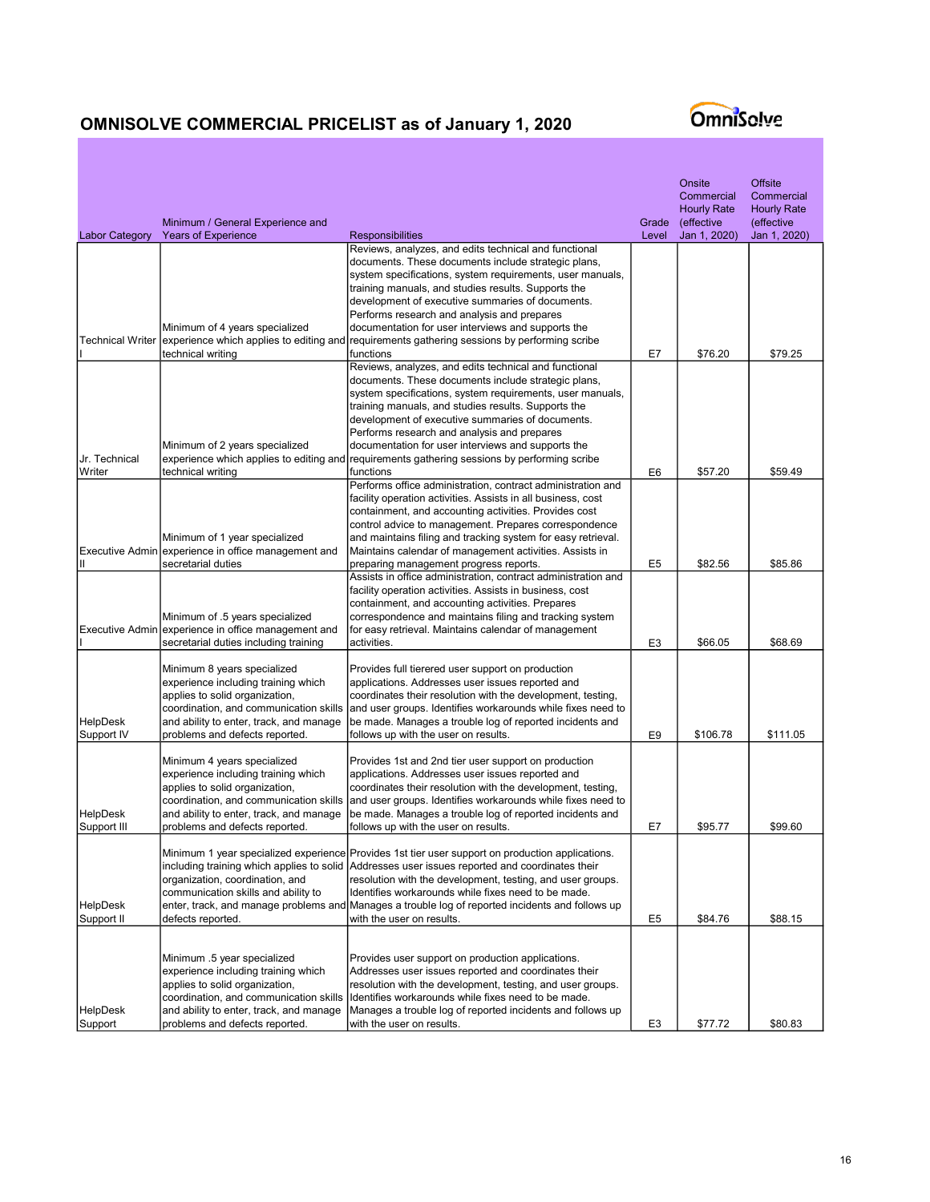# OMNISOLVE COMMERCIAL PRICELIST as of January 1, 2020

| Labor Category | Minimum / General Experience and Years of Experience | Responsibilities | Grade Level | Onsite Commercial Hourly Rate (effective Jan 1, 2020) | Offsite Commercial Hourly Rate (effective Jan 1, 2020) |
|---|---|---|---|---|---|
| Technical Writer I | Minimum of 4 years specialized experience which applies to editing and technical writing | Reviews, analyzes, and edits technical and functional documents. These documents include strategic plans, system specifications, system requirements, user manuals, training manuals, and studies results. Supports the development of executive summaries of documents. Performs research and analysis and prepares documentation for user interviews and supports the requirements gathering sessions by performing scribe functions | E7 | $76.20 | $79.25 |
| Jr. Technical Writer | Minimum of 2 years specialized experience which applies to editing and technical writing | Reviews, analyzes, and edits technical and functional documents. These documents include strategic plans, system specifications, system requirements, user manuals, training manuals, and studies results. Supports the development of executive summaries of documents. Performs research and analysis and prepares documentation for user interviews and supports the requirements gathering sessions by performing scribe functions | E6 | $57.20 | $59.49 |
| Executive Admin II | Minimum of 1 year specialized experience in office management and secretarial duties | Performs office administration, contract administration and facility operation activities. Assists in all business, cost containment, and accounting activities. Provides cost control advice to management. Prepares correspondence and maintains filing and tracking system for easy retrieval. Maintains calendar of management activities. Assists in preparing management progress reports. | E5 | $82.56 | $85.86 |
| Executive Admin I | Minimum of .5 years specialized experience in office management and secretarial duties including training | Assists in office administration, contract administration and facility operation activities. Assists in business, cost containment, and accounting activities. Prepares correspondence and maintains filing and tracking system for easy retrieval. Maintains calendar of management activities. | E3 | $66.05 | $68.69 |
| HelpDesk Support IV | Minimum 8 years specialized experience including training which applies to solid organization, coordination, and communication skills and ability to enter, track, and manage problems and defects reported. | Provides full tierered user support on production applications. Addresses user issues reported and coordinates their resolution with the development, testing, and user groups. Identifies workarounds while fixes need to be made. Manages a trouble log of reported incidents and follows up with the user on results. | E9 | $106.78 | $111.05 |
| HelpDesk Support III | Minimum 4 years specialized experience including training which applies to solid organization, coordination, and communication skills and ability to enter, track, and manage problems and defects reported. | Provides 1st and 2nd tier user support on production applications. Addresses user issues reported and coordinates their resolution with the development, testing, and user groups. Identifies workarounds while fixes need to be made. Manages a trouble log of reported incidents and follows up with the user on results. | E7 | $95.77 | $99.60 |
| HelpDesk Support II | Minimum 1 year specialized experience including training which applies to solid organization, coordination, and communication skills and ability to enter, track, and manage problems and defects reported. | Provides 1st tier user support on production applications. Addresses user issues reported and coordinates their resolution with the development, testing, and user groups. Identifies workarounds while fixes need to be made. Manages a trouble log of reported incidents and follows up with the user on results. | E5 | $84.76 | $88.15 |
| HelpDesk Support | Minimum .5 year specialized experience including training which applies to solid organization, coordination, and communication skills and ability to enter, track, and manage problems and defects reported. | Provides user support on production applications. Addresses user issues reported and coordinates their resolution with the development, testing, and user groups. Identifies workarounds while fixes need to be made. Manages a trouble log of reported incidents and follows up with the user on results. | E3 | $77.72 | $80.83 |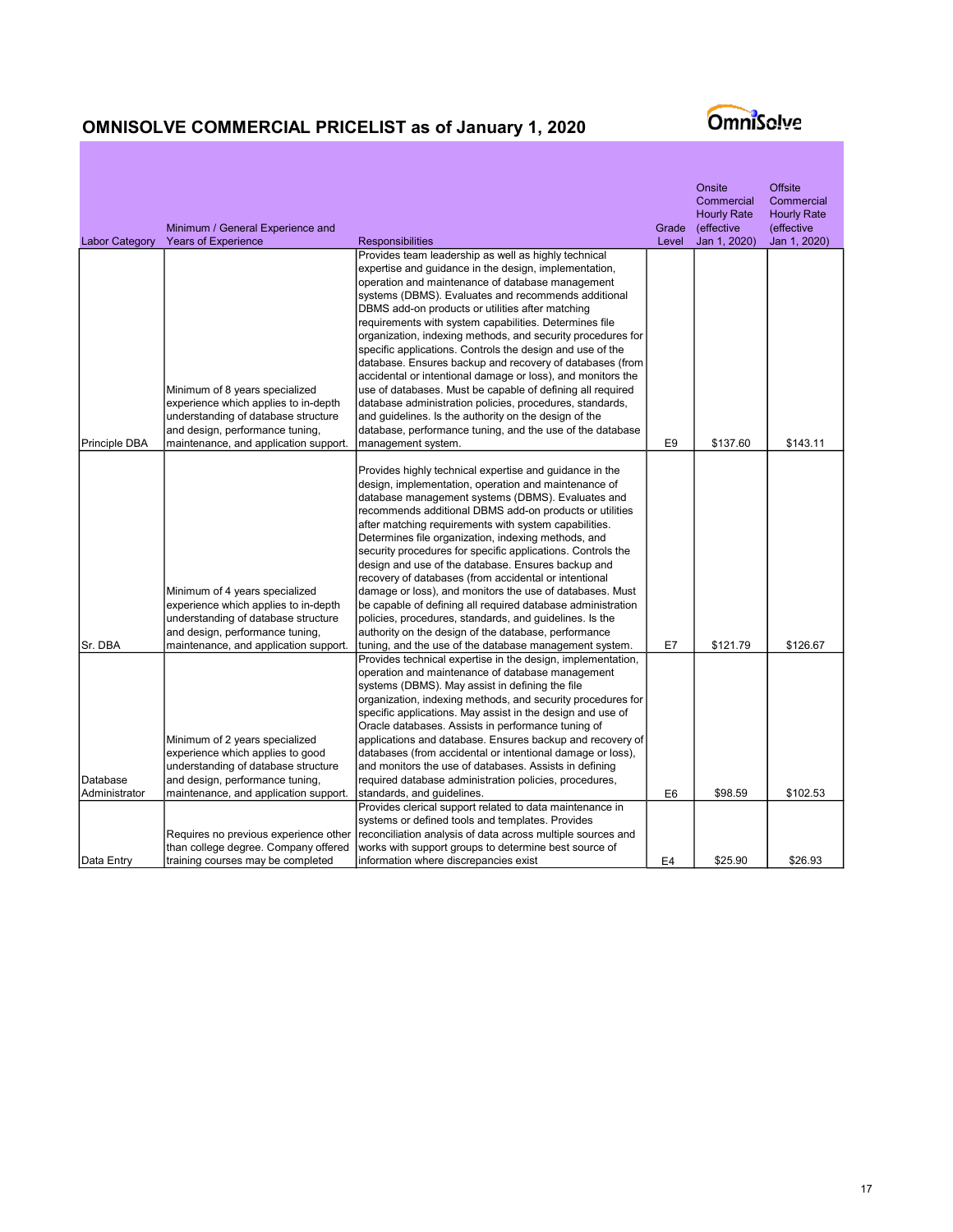# OMNISOLVE COMMERCIAL PRICELIST as of January 1, 2020

| Labor Category | Minimum / General Experience and Years of Experience | Responsibilities | Grade Level | Onsite Commercial Hourly Rate (effective Jan 1, 2020) | Offsite Commercial Hourly Rate (effective Jan 1, 2020) |
|---|---|---|---|---|---|
| Principle DBA | Minimum of 8 years specialized experience which applies to in-depth understanding of database structure and design, performance tuning, maintenance, and application support. | Provides team leadership as well as highly technical expertise and guidance in the design, implementation, operation and maintenance of database management systems (DBMS). Evaluates and recommends additional DBMS add-on products or utilities after matching requirements with system capabilities. Determines file organization, indexing methods, and security procedures for specific applications. Controls the design and use of the database. Ensures backup and recovery of databases (from accidental or intentional damage or loss), and monitors the use of databases. Must be capable of defining all required database administration policies, procedures, standards, and guidelines. Is the authority on the design of the database, performance tuning, and the use of the database management system. | E9 | $137.60 | $143.11 |
| Sr. DBA | Minimum of 4 years specialized experience which applies to in-depth understanding of database structure and design, performance tuning, maintenance, and application support. | Provides highly technical expertise and guidance in the design, implementation, operation and maintenance of database management systems (DBMS). Evaluates and recommends additional DBMS add-on products or utilities after matching requirements with system capabilities. Determines file organization, indexing methods, and security procedures for specific applications. Controls the design and use of the database. Ensures backup and recovery of databases (from accidental or intentional damage or loss), and monitors the use of databases. Must be capable of defining all required database administration policies, procedures, standards, and guidelines. Is the authority on the design of the database, performance tuning, and the use of the database management system. | E7 | $121.79 | $126.67 |
| Database Administrator | Minimum of 2 years specialized experience which applies to good understanding of database structure and design, performance tuning, maintenance, and application support. | Provides technical expertise in the design, implementation, operation and maintenance of database management systems (DBMS). May assist in defining the file organization, indexing methods, and security procedures for specific applications. May assist in the design and use of Oracle databases. Assists in performance tuning of applications and database. Ensures backup and recovery of databases (from accidental or intentional damage or loss), and monitors the use of databases. Assists in defining required database administration policies, procedures, standards, and guidelines. | E6 | $98.59 | $102.53 |
| Data Entry | Requires no previous experience other than college degree. Company offered training courses may be completed | Provides clerical support related to data maintenance in systems or defined tools and templates. Provides reconciliation analysis of data across multiple sources and works with support groups to determine best source of information where discrepancies exist | E4 | $25.90 | $26.93 |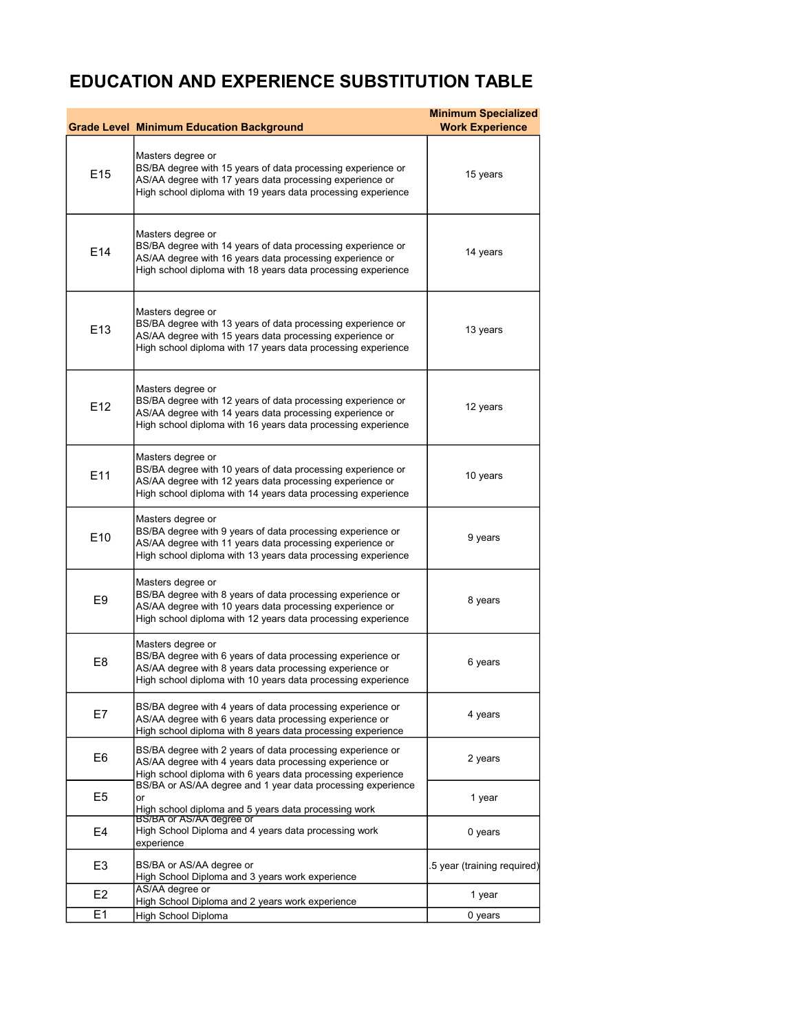# EDUCATION AND EXPERIENCE SUBSTITUTION TABLE

| Grade Level | Minimum Education Background | Minimum Specialized Work Experience |
|---|---|---|
| E15 | Masters degree or<br>BS/BA degree with 15 years of data processing experience or<br>AS/AA degree with 17 years data processing experience or<br>High school diploma with 19 years data processing experience | 15 years |
| E14 | Masters degree or<br>BS/BA degree with 14 years of data processing experience or<br>AS/AA degree with 16 years data processing experience or<br>High school diploma with 18 years data processing experience | 14 years |
| E13 | Masters degree or<br>BS/BA degree with 13 years of data processing experience or<br>AS/AA degree with 15 years data processing experience or<br>High school diploma with 17 years data processing experience | 13 years |
| E12 | Masters degree or<br>BS/BA degree with 12 years of data processing experience or<br>AS/AA degree with 14 years data processing experience or<br>High school diploma with 16 years data processing experience | 12 years |
| E11 | Masters degree or<br>BS/BA degree with 10 years of data processing experience or<br>AS/AA degree with 12 years data processing experience or<br>High school diploma with 14 years data processing experience | 10 years |
| E10 | Masters degree or<br>BS/BA degree with 9 years of data processing experience or<br>AS/AA degree with 11 years data processing experience or<br>High school diploma with 13 years data processing experience | 9 years |
| E9 | Masters degree or<br>BS/BA degree with 8 years of data processing experience or<br>AS/AA degree with 10 years data processing experience or<br>High school diploma with 12 years data processing experience | 8 years |
| E8 | Masters degree or<br>BS/BA degree with 6 years of data processing experience or<br>AS/AA degree with 8 years data processing experience or<br>High school diploma with 10 years data processing experience | 6 years |
| E7 | BS/BA degree with 4 years of data processing experience or<br>AS/AA degree with 6 years data processing experience or<br>High school diploma with 8 years data processing experience | 4 years |
| E6 | BS/BA degree with 2 years of data processing experience or<br>AS/AA degree with 4 years data processing experience or<br>High school diploma with 6 years data processing experience | 2 years |
| E5 | BS/BA or AS/AA degree and 1 year data processing experience or<br>High school diploma and 5 years data processing work | 1 year |
| E4 | BS/BA or AS/AA degree or<br>High School Diploma and 4 years data processing work experience | 0 years |
| E3 | BS/BA or AS/AA degree or<br>High School Diploma and 3 years work experience | .5 year (training required) |
| E2 | AS/AA degree or<br>High School Diploma and 2 years work experience | 1 year |
| E1 | High School Diploma | 0 years |